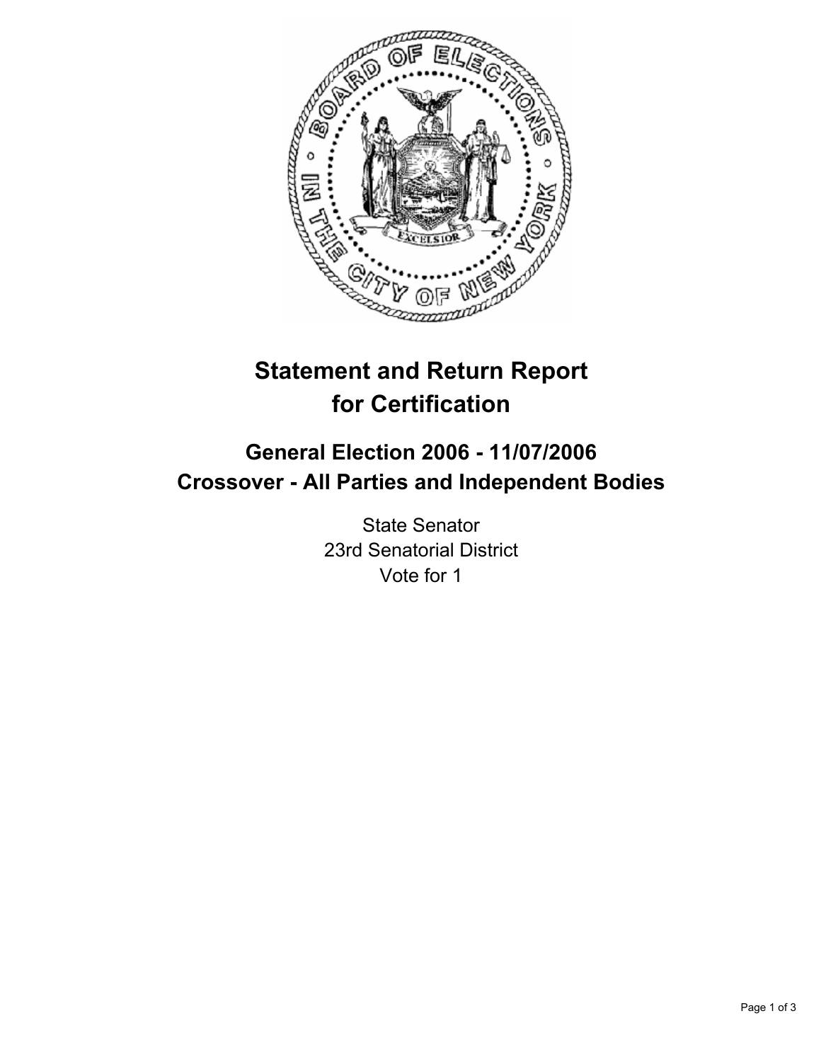# Statement and Return Report for Certification

## General Election 2006 - 11/07/2006
## Crossover - All Parties and Independent Bodies

State Senator
23rd Senatorial District
Vote for 1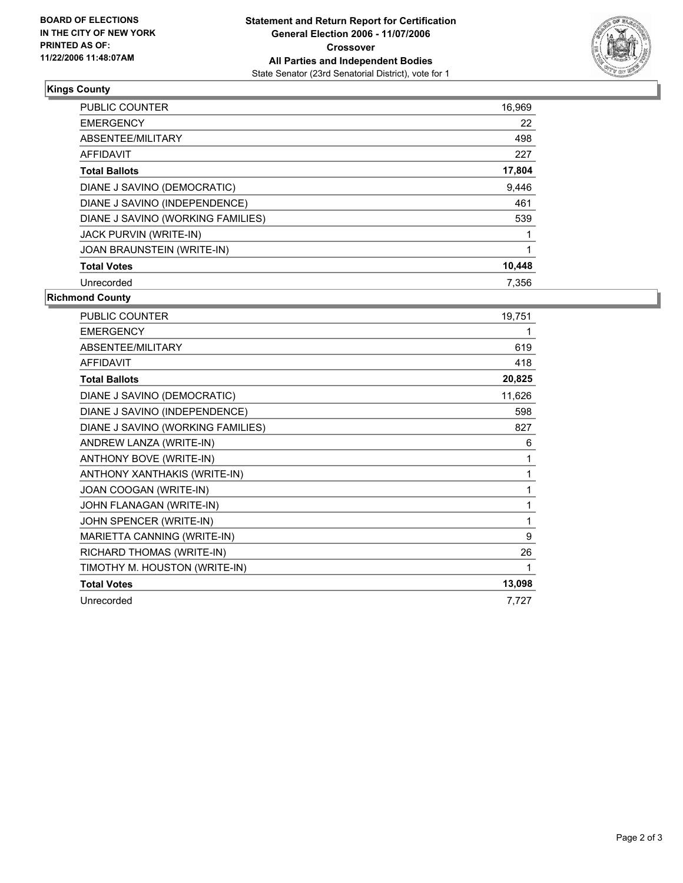**BOARD OF ELECTIONS IN THE CITY OF NEW YORK PRINTED AS OF: 11/22/2006 11:48:07AM**

**Statement and Return Report for Certification**
**General Election 2006 - 11/07/2006**
**Crossover**
**All Parties and Independent Bodies**
State Senator (23rd Senatorial District), vote for 1

### Kings County

| | |
|---|---|
| PUBLIC COUNTER | 16,969 |
| EMERGENCY | 22 |
| ABSENTEE/MILITARY | 498 |
| AFFIDAVIT | 227 |
| **Total Ballots** | **17,804** |
| DIANE J SAVINO (DEMOCRATIC) | 9,446 |
| DIANE J SAVINO (INDEPENDENCE) | 461 |
| DIANE J SAVINO (WORKING FAMILIES) | 539 |
| JACK PURVIN (WRITE-IN) | 1 |
| JOAN BRAUNSTEIN (WRITE-IN) | 1 |
| **Total Votes** | **10,448** |
| Unrecorded | 7,356 |

### Richmond County

| | |
|---|---|
| PUBLIC COUNTER | 19,751 |
| EMERGENCY | 1 |
| ABSENTEE/MILITARY | 619 |
| AFFIDAVIT | 418 |
| **Total Ballots** | **20,825** |
| DIANE J SAVINO (DEMOCRATIC) | 11,626 |
| DIANE J SAVINO (INDEPENDENCE) | 598 |
| DIANE J SAVINO (WORKING FAMILIES) | 827 |
| ANDREW LANZA (WRITE-IN) | 6 |
| ANTHONY BOVE (WRITE-IN) | 1 |
| ANTHONY XANTHAKIS (WRITE-IN) | 1 |
| JOAN COOGAN (WRITE-IN) | 1 |
| JOHN FLANAGAN (WRITE-IN) | 1 |
| JOHN SPENCER (WRITE-IN) | 1 |
| MARIETTA CANNING (WRITE-IN) | 9 |
| RICHARD THOMAS (WRITE-IN) | 26 |
| TIMOTHY M. HOUSTON (WRITE-IN) | 1 |
| **Total Votes** | **13,098** |
| Unrecorded | 7,727 |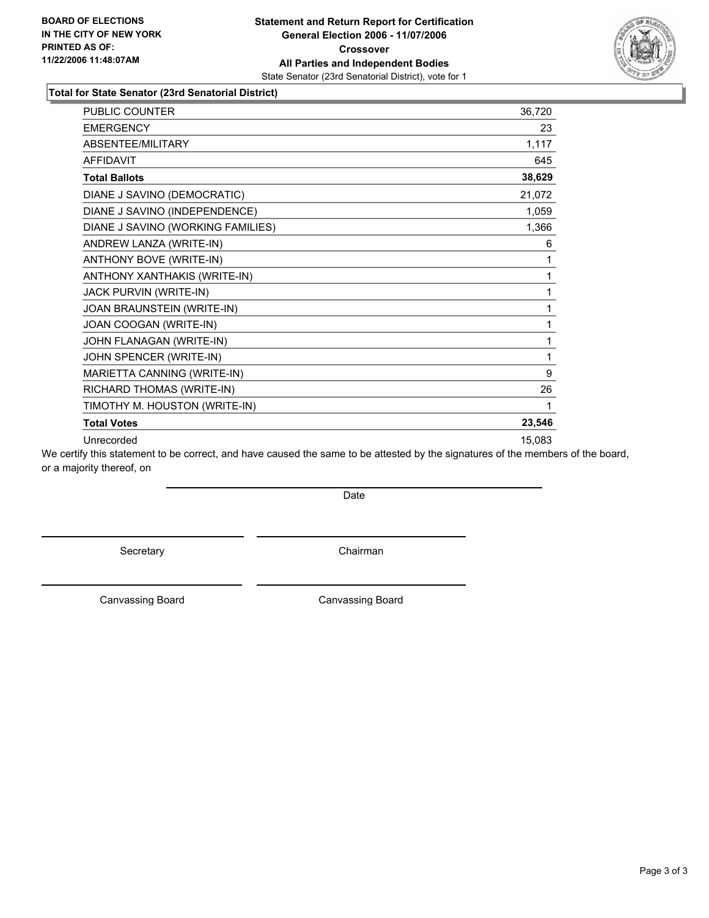**BOARD OF ELECTIONS IN THE CITY OF NEW YORK PRINTED AS OF: 11/22/2006 11:48:07AM**

**Statement and Return Report for Certification**
**General Election 2006 - 11/07/2006**
**Crossover**
**All Parties and Independent Bodies**
State Senator (23rd Senatorial District), vote for 1

**Total for State Senator (23rd Senatorial District)**

| | |
|---|---|
| PUBLIC COUNTER | 36,720 |
| EMERGENCY | 23 |
| ABSENTEE/MILITARY | 1,117 |
| AFFIDAVIT | 645 |
| **Total Ballots** | **38,629** |
| DIANE J SAVINO (DEMOCRATIC) | 21,072 |
| DIANE J SAVINO (INDEPENDENCE) | 1,059 |
| DIANE J SAVINO (WORKING FAMILIES) | 1,366 |
| ANDREW LANZA (WRITE-IN) | 6 |
| ANTHONY BOVE (WRITE-IN) | 1 |
| ANTHONY XANTHAKIS (WRITE-IN) | 1 |
| JACK PURVIN (WRITE-IN) | 1 |
| JOAN BRAUNSTEIN (WRITE-IN) | 1 |
| JOAN COOGAN (WRITE-IN) | 1 |
| JOHN FLANAGAN (WRITE-IN) | 1 |
| JOHN SPENCER (WRITE-IN) | 1 |
| MARIETTA CANNING (WRITE-IN) | 9 |
| RICHARD THOMAS (WRITE-IN) | 26 |
| TIMOTHY M. HOUSTON (WRITE-IN) | 1 |
| **Total Votes** | **23,546** |
| Unrecorded | 15,083 |

We certify this statement to be correct, and have caused the same to be attested by the signatures of the members of the board, or a majority thereof, on

Date

Secretary

Chairman

Canvassing Board

Canvassing Board